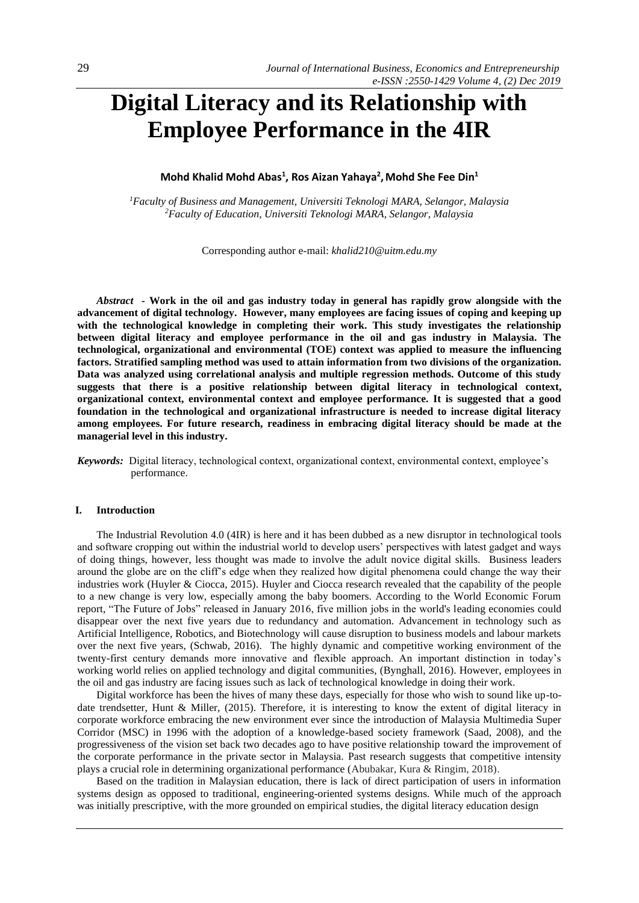# Digital Literacy and its Relationship with Employee Performance in the 4IR

**Mohd Khalid Mohd Abas[1], Ros Aizan Yahaya[2], Mohd She Fee Din[1]**

*[1]Faculty of Business and Management, Universiti Teknologi MARA, Selangor, Malaysia*
*[2]Faculty of Education, Universiti Teknologi MARA, Selangor, Malaysia*

Corresponding author e-mail: *khalid210@uitm.edu.my*

***Abstract*** **- Work in the oil and gas industry today in general has rapidly grow alongside with the advancement of digital technology. However, many employees are facing issues of coping and keeping up with the technological knowledge in completing their work. This study investigates the relationship between digital literacy and employee performance in the oil and gas industry in Malaysia. The technological, organizational and environmental (TOE) context was applied to measure the influencing factors. Stratified sampling method was used to attain information from two divisions of the organization. Data was analyzed using correlational analysis and multiple regression methods. Outcome of this study suggests that there is a positive relationship between digital literacy in technological context, organizational context, environmental context and employee performance. It is suggested that a good foundation in the technological and organizational infrastructure is needed to increase digital literacy among employees. For future research, readiness in embracing digital literacy should be made at the managerial level in this industry.**

***Keywords:*** Digital literacy, technological context, organizational context, environmental context, employee's performance.

## I. Introduction

The Industrial Revolution 4.0 (4IR) is here and it has been dubbed as a new disruptor in technological tools and software cropping out within the industrial world to develop users' perspectives with latest gadget and ways of doing things, however, less thought was made to involve the adult novice digital skills. Business leaders around the globe are on the cliff's edge when they realized how digital phenomena could change the way their industries work (Huyler & Ciocca, 2015). Huyler and Ciocca research revealed that the capability of the people to a new change is very low, especially among the baby boomers. According to the World Economic Forum report, "The Future of Jobs" released in January 2016, five million jobs in the world's leading economies could disappear over the next five years due to redundancy and automation. Advancement in technology such as Artificial Intelligence, Robotics, and Biotechnology will cause disruption to business models and labour markets over the next five years, (Schwab, 2016). The highly dynamic and competitive working environment of the twenty-first century demands more innovative and flexible approach. An important distinction in today's working world relies on applied technology and digital communities, (Bynghall, 2016). However, employees in the oil and gas industry are facing issues such as lack of technological knowledge in doing their work.

Digital workforce has been the hives of many these days, especially for those who wish to sound like up-to-date trendsetter, Hunt & Miller, (2015). Therefore, it is interesting to know the extent of digital literacy in corporate workforce embracing the new environment ever since the introduction of Malaysia Multimedia Super Corridor (MSC) in 1996 with the adoption of a knowledge-based society framework (Saad, 2008), and the progressiveness of the vision set back two decades ago to have positive relationship toward the improvement of the corporate performance in the private sector in Malaysia. Past research suggests that competitive intensity plays a crucial role in determining organizational performance (Abubakar, Kura & Ringim, 2018).

Based on the tradition in Malaysian education, there is lack of direct participation of users in information systems design as opposed to traditional, engineering-oriented systems designs. While much of the approach was initially prescriptive, with the more grounded on empirical studies, the digital literacy education design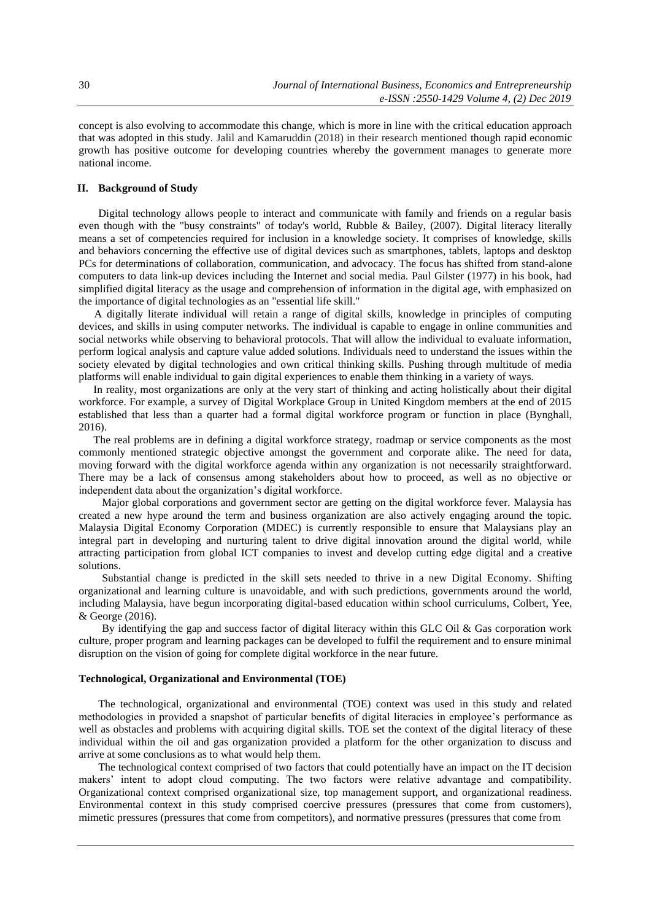concept is also evolving to accommodate this change, which is more in line with the critical education approach that was adopted in this study. Jalil and Kamaruddin (2018) in their research mentioned though rapid economic growth has positive outcome for developing countries whereby the government manages to generate more national income.

## II. Background of Study

Digital technology allows people to interact and communicate with family and friends on a regular basis even though with the "busy constraints" of today's world, Rubble & Bailey, (2007). Digital literacy literally means a set of competencies required for inclusion in a knowledge society. It comprises of knowledge, skills and behaviors concerning the effective use of digital devices such as smartphones, tablets, laptops and desktop PCs for determinations of collaboration, communication, and advocacy. The focus has shifted from stand-alone computers to data link-up devices including the Internet and social media. Paul Gilster (1977) in his book, had simplified digital literacy as the usage and comprehension of information in the digital age, with emphasized on the importance of digital technologies as an "essential life skill."

A digitally literate individual will retain a range of digital skills, knowledge in principles of computing devices, and skills in using computer networks. The individual is capable to engage in online communities and social networks while observing to behavioral protocols. That will allow the individual to evaluate information, perform logical analysis and capture value added solutions. Individuals need to understand the issues within the society elevated by digital technologies and own critical thinking skills. Pushing through multitude of media platforms will enable individual to gain digital experiences to enable them thinking in a variety of ways.

In reality, most organizations are only at the very start of thinking and acting holistically about their digital workforce. For example, a survey of Digital Workplace Group in United Kingdom members at the end of 2015 established that less than a quarter had a formal digital workforce program or function in place (Bynghall, 2016).

The real problems are in defining a digital workforce strategy, roadmap or service components as the most commonly mentioned strategic objective amongst the government and corporate alike. The need for data, moving forward with the digital workforce agenda within any organization is not necessarily straightforward. There may be a lack of consensus among stakeholders about how to proceed, as well as no objective or independent data about the organization's digital workforce.

Major global corporations and government sector are getting on the digital workforce fever. Malaysia has created a new hype around the term and business organization are also actively engaging around the topic. Malaysia Digital Economy Corporation (MDEC) is currently responsible to ensure that Malaysians play an integral part in developing and nurturing talent to drive digital innovation around the digital world, while attracting participation from global ICT companies to invest and develop cutting edge digital and a creative solutions.

Substantial change is predicted in the skill sets needed to thrive in a new Digital Economy. Shifting organizational and learning culture is unavoidable, and with such predictions, governments around the world, including Malaysia, have begun incorporating digital-based education within school curriculums, Colbert, Yee, & George (2016).

By identifying the gap and success factor of digital literacy within this GLC Oil & Gas corporation work culture, proper program and learning packages can be developed to fulfil the requirement and to ensure minimal disruption on the vision of going for complete digital workforce in the near future.

### Technological, Organizational and Environmental (TOE)

The technological, organizational and environmental (TOE) context was used in this study and related methodologies in provided a snapshot of particular benefits of digital literacies in employee's performance as well as obstacles and problems with acquiring digital skills. TOE set the context of the digital literacy of these individual within the oil and gas organization provided a platform for the other organization to discuss and arrive at some conclusions as to what would help them.

The technological context comprised of two factors that could potentially have an impact on the IT decision makers' intent to adopt cloud computing. The two factors were relative advantage and compatibility. Organizational context comprised organizational size, top management support, and organizational readiness. Environmental context in this study comprised coercive pressures (pressures that come from customers), mimetic pressures (pressures that come from competitors), and normative pressures (pressures that come from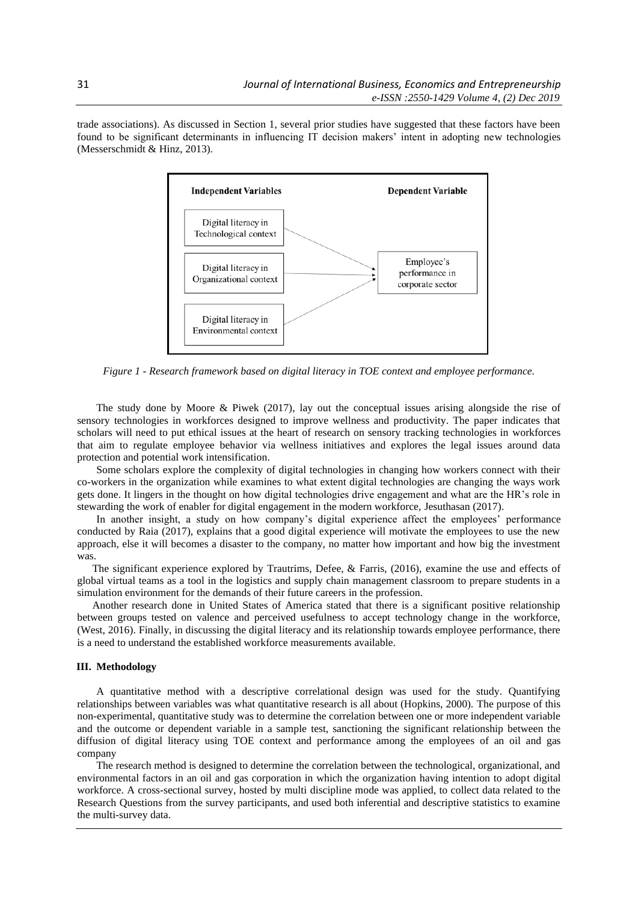trade associations). As discussed in Section 1, several prior studies have suggested that these factors have been found to be significant determinants in influencing IT decision makers' intent in adopting new technologies (Messerschmidt & Hinz, 2013).

**Independent Variables**

- Digital literacy in Technological context
- Digital literacy in Organizational context
- Digital literacy in Environmental context

**Dependent Variable**

- Employee's performance in corporate sector

*Figure 1 - Research framework based on digital literacy in TOE context and employee performance.*

The study done by Moore & Piwek (2017), lay out the conceptual issues arising alongside the rise of sensory technologies in workforces designed to improve wellness and productivity. The paper indicates that scholars will need to put ethical issues at the heart of research on sensory tracking technologies in workforces that aim to regulate employee behavior via wellness initiatives and explores the legal issues around data protection and potential work intensification.

Some scholars explore the complexity of digital technologies in changing how workers connect with their co-workers in the organization while examines to what extent digital technologies are changing the ways work gets done. It lingers in the thought on how digital technologies drive engagement and what are the HR's role in stewarding the work of enabler for digital engagement in the modern workforce, Jesuthasan (2017).

In another insight, a study on how company's digital experience affect the employees' performance conducted by Raia (2017), explains that a good digital experience will motivate the employees to use the new approach, else it will becomes a disaster to the company, no matter how important and how big the investment was.

The significant experience explored by Trautrims, Defee, & Farris, (2016), examine the use and effects of global virtual teams as a tool in the logistics and supply chain management classroom to prepare students in a simulation environment for the demands of their future careers in the profession.

Another research done in United States of America stated that there is a significant positive relationship between groups tested on valence and perceived usefulness to accept technology change in the workforce, (West, 2016). Finally, in discussing the digital literacy and its relationship towards employee performance, there is a need to understand the established workforce measurements available.

## III. Methodology

A quantitative method with a descriptive correlational design was used for the study. Quantifying relationships between variables was what quantitative research is all about (Hopkins, 2000). The purpose of this non-experimental, quantitative study was to determine the correlation between one or more independent variable and the outcome or dependent variable in a sample test, sanctioning the significant relationship between the diffusion of digital literacy using TOE context and performance among the employees of an oil and gas company

The research method is designed to determine the correlation between the technological, organizational, and environmental factors in an oil and gas corporation in which the organization having intention to adopt digital workforce. A cross-sectional survey, hosted by multi discipline mode was applied, to collect data related to the Research Questions from the survey participants, and used both inferential and descriptive statistics to examine the multi-survey data.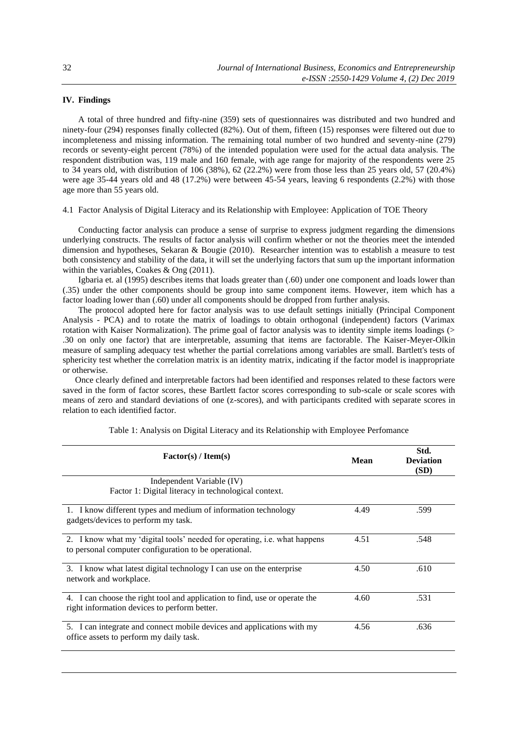## IV. Findings

A total of three hundred and fifty-nine (359) sets of questionnaires was distributed and two hundred and ninety-four (294) responses finally collected (82%). Out of them, fifteen (15) responses were filtered out due to incompleteness and missing information. The remaining total number of two hundred and seventy-nine (279) records or seventy-eight percent (78%) of the intended population were used for the actual data analysis. The respondent distribution was, 119 male and 160 female, with age range for majority of the respondents were 25 to 34 years old, with distribution of 106 (38%), 62 (22.2%) were from those less than 25 years old, 57 (20.4%) were age 35-44 years old and 48 (17.2%) were between 45-54 years, leaving 6 respondents (2.2%) with those age more than 55 years old.

4.1 Factor Analysis of Digital Literacy and its Relationship with Employee: Application of TOE Theory

Conducting factor analysis can produce a sense of surprise to express judgment regarding the dimensions underlying constructs. The results of factor analysis will confirm whether or not the theories meet the intended dimension and hypotheses, Sekaran & Bougie (2010). Researcher intention was to establish a measure to test both consistency and stability of the data, it will set the underlying factors that sum up the important information within the variables, Coakes & Ong (2011).

Igbaria et. al (1995) describes items that loads greater than (.60) under one component and loads lower than (.35) under the other components should be group into same component items. However, item which has a factor loading lower than (.60) under all components should be dropped from further analysis.

The protocol adopted here for factor analysis was to use default settings initially (Principal Component Analysis - PCA) and to rotate the matrix of loadings to obtain orthogonal (independent) factors (Varimax rotation with Kaiser Normalization). The prime goal of factor analysis was to identity simple items loadings (> .30 on only one factor) that are interpretable, assuming that items are factorable. The Kaiser-Meyer-Olkin measure of sampling adequacy test whether the partial correlations among variables are small. Bartlett's tests of sphericity test whether the correlation matrix is an identity matrix, indicating if the factor model is inappropriate or otherwise.

Once clearly defined and interpretable factors had been identified and responses related to these factors were saved in the form of factor scores, these Bartlett factor scores corresponding to sub-scale or scale scores with means of zero and standard deviations of one (z-scores), and with participants credited with separate scores in relation to each identified factor.

Table 1: Analysis on Digital Literacy and its Relationship with Employee Perfomance

| Factor(s) / Item(s) | Mean | Std. Deviation (SD) |
|---|---|---|
| Independent Variable (IV)<br>Factor 1: Digital literacy in technological context. | | |
| 1. I know different types and medium of information technology gadgets/devices to perform my task. | 4.49 | .599 |
| 2. I know what my 'digital tools' needed for operating, i.e. what happens to personal computer configuration to be operational. | 4.51 | .548 |
| 3. I know what latest digital technology I can use on the enterprise network and workplace. | 4.50 | .610 |
| 4. I can choose the right tool and application to find, use or operate the right information devices to perform better. | 4.60 | .531 |
| 5. I can integrate and connect mobile devices and applications with my office assets to perform my daily task. | 4.56 | .636 |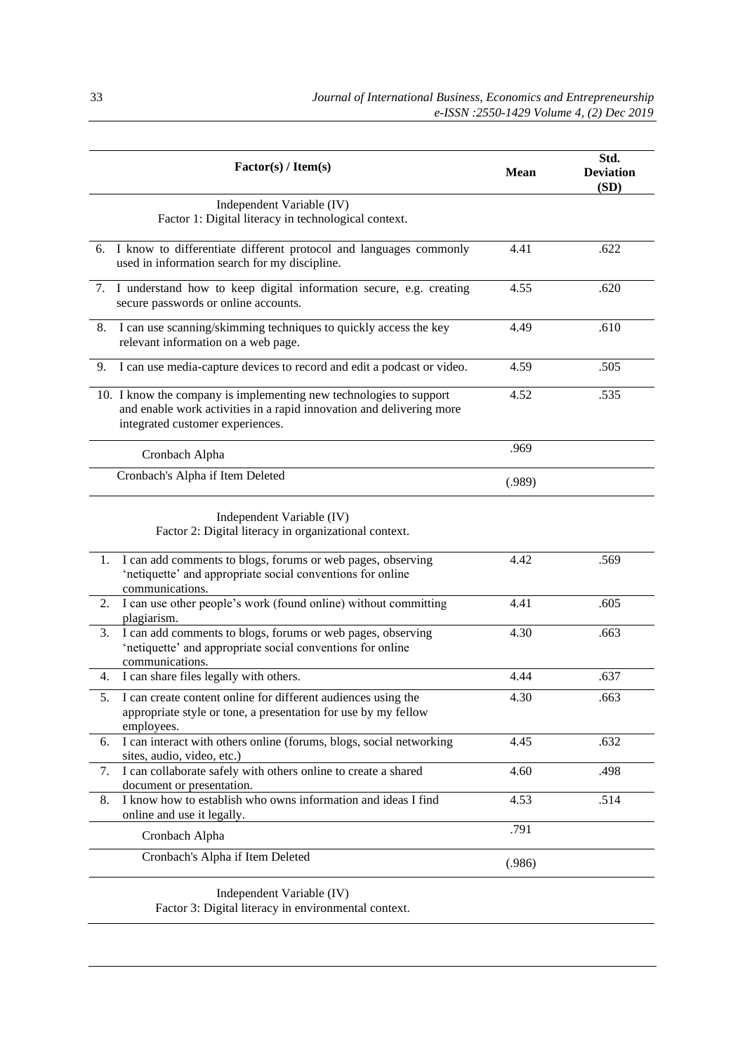| Factor(s) / Item(s) | Mean | Std. Deviation (SD) |
|---|---|---|
| Independent Variable (IV) Factor 1: Digital literacy in technological context. | | |
| 6. I know to differentiate different protocol and languages commonly used in information search for my discipline. | 4.41 | .622 |
| 7. I understand how to keep digital information secure, e.g. creating secure passwords or online accounts. | 4.55 | .620 |
| 8. I can use scanning/skimming techniques to quickly access the key relevant information on a web page. | 4.49 | .610 |
| 9. I can use media-capture devices to record and edit a podcast or video. | 4.59 | .505 |
| 10. I know the company is implementing new technologies to support and enable work activities in a rapid innovation and delivering more integrated customer experiences. | 4.52 | .535 |
| Cronbach Alpha | .969 | |
| Cronbach's Alpha if Item Deleted | (.989) | |
| Independent Variable (IV) Factor 2: Digital literacy in organizational context. | | |
| 1. I can add comments to blogs, forums or web pages, observing 'netiquette' and appropriate social conventions for online communications. | 4.42 | .569 |
| 2. I can use other people's work (found online) without committing plagiarism. | 4.41 | .605 |
| 3. I can add comments to blogs, forums or web pages, observing 'netiquette' and appropriate social conventions for online communications. | 4.30 | .663 |
| 4. I can share files legally with others. | 4.44 | .637 |
| 5. I can create content online for different audiences using the appropriate style or tone, a presentation for use by my fellow employees. | 4.30 | .663 |
| 6. I can interact with others online (forums, blogs, social networking sites, audio, video, etc.) | 4.45 | .632 |
| 7. I can collaborate safely with others online to create a shared document or presentation. | 4.60 | .498 |
| 8. I know how to establish who owns information and ideas I find online and use it legally. | 4.53 | .514 |
| Cronbach Alpha | .791 | |
| Cronbach's Alpha if Item Deleted | (.986) | |
| Independent Variable (IV) Factor 3: Digital literacy in environmental context. | | |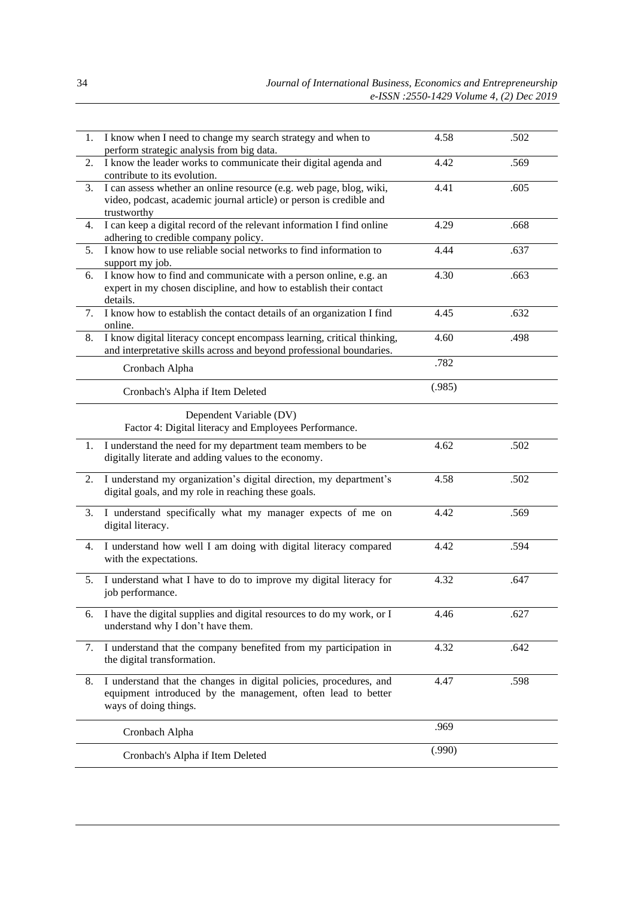| | | | |
|---|---|---|---|
| 1. | I know when I need to change my search strategy and when to perform strategic analysis from big data. | 4.58 | .502 |
| 2. | I know the leader works to communicate their digital agenda and contribute to its evolution. | 4.42 | .569 |
| 3. | I can assess whether an online resource (e.g. web page, blog, wiki, video, podcast, academic journal article) or person is credible and trustworthy | 4.41 | .605 |
| 4. | I can keep a digital record of the relevant information I find online adhering to credible company policy. | 4.29 | .668 |
| 5. | I know how to use reliable social networks to find information to support my job. | 4.44 | .637 |
| 6. | I know how to find and communicate with a person online, e.g. an expert in my chosen discipline, and how to establish their contact details. | 4.30 | .663 |
| 7. | I know how to establish the contact details of an organization I find online. | 4.45 | .632 |
| 8. | I know digital literacy concept encompass learning, critical thinking, and interpretative skills across and beyond professional boundaries. | 4.60 | .498 |
| | Cronbach Alpha | .782 | |
| | Cronbach's Alpha if Item Deleted | (.985) | |
| | Dependent Variable (DV)<br>Factor 4: Digital literacy and Employees Performance. | | |
| 1. | I understand the need for my department team members to be digitally literate and adding values to the economy. | 4.62 | .502 |
| 2. | I understand my organization's digital direction, my department's digital goals, and my role in reaching these goals. | 4.58 | .502 |
| 3. | I understand specifically what my manager expects of me on digital literacy. | 4.42 | .569 |
| 4. | I understand how well I am doing with digital literacy compared with the expectations. | 4.42 | .594 |
| 5. | I understand what I have to do to improve my digital literacy for job performance. | 4.32 | .647 |
| 6. | I have the digital supplies and digital resources to do my work, or I understand why I don't have them. | 4.46 | .627 |
| 7. | I understand that the company benefited from my participation in the digital transformation. | 4.32 | .642 |
| 8. | I understand that the changes in digital policies, procedures, and equipment introduced by the management, often lead to better ways of doing things. | 4.47 | .598 |
| | Cronbach Alpha | .969 | |
| | Cronbach's Alpha if Item Deleted | (.990) | |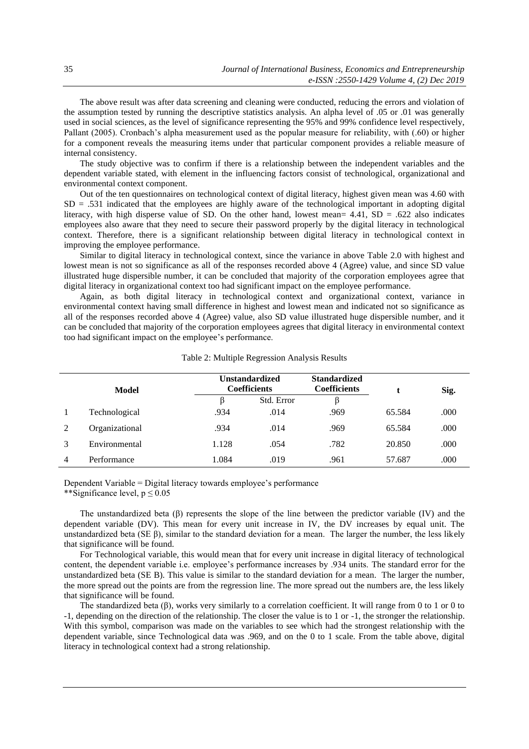The above result was after data screening and cleaning were conducted, reducing the errors and violation of the assumption tested by running the descriptive statistics analysis. An alpha level of .05 or .01 was generally used in social sciences, as the level of significance representing the 95% and 99% confidence level respectively, Pallant (2005). Cronbach's alpha measurement used as the popular measure for reliability, with (.60) or higher for a component reveals the measuring items under that particular component provides a reliable measure of internal consistency.

The study objective was to confirm if there is a relationship between the independent variables and the dependent variable stated, with element in the influencing factors consist of technological, organizational and environmental context component.

Out of the ten questionnaires on technological context of digital literacy, highest given mean was 4.60 with SD = .531 indicated that the employees are highly aware of the technological important in adopting digital literacy, with high disperse value of SD. On the other hand, lowest mean= 4.41, SD = .622 also indicates employees also aware that they need to secure their password properly by the digital literacy in technological context. Therefore, there is a significant relationship between digital literacy in technological context in improving the employee performance.

Similar to digital literacy in technological context, since the variance in above Table 2.0 with highest and lowest mean is not so significance as all of the responses recorded above 4 (Agree) value, and since SD value illustrated huge dispersible number, it can be concluded that majority of the corporation employees agree that digital literacy in organizational context too had significant impact on the employee performance.

Again, as both digital literacy in technological context and organizational context, variance in environmental context having small difference in highest and lowest mean and indicated not so significance as all of the responses recorded above 4 (Agree) value, also SD value illustrated huge dispersible number, and it can be concluded that majority of the corporation employees agrees that digital literacy in environmental context too had significant impact on the employee's performance.

Table 2: Multiple Regression Analysis Results

| | Model | Unstandardized Coefficients | | Standardized Coefficients | t | Sig. |
|---|---|---|---|---|---|---|
| | | β | Std. Error | β | | |
| 1 | Technological | .934 | .014 | .969 | 65.584 | .000 |
| 2 | Organizational | .934 | .014 | .969 | 65.584 | .000 |
| 3 | Environmental | 1.128 | .054 | .782 | 20.850 | .000 |
| 4 | Performance | 1.084 | .019 | .961 | 57.687 | .000 |

Dependent Variable = Digital literacy towards employee's performance
**Significance level, $p \leq 0.05$

The unstandardized beta (β) represents the slope of the line between the predictor variable (IV) and the dependent variable (DV). This mean for every unit increase in IV, the DV increases by equal unit. The unstandardized beta (SE β), similar to the standard deviation for a mean. The larger the number, the less likely that significance will be found.

For Technological variable, this would mean that for every unit increase in digital literacy of technological content, the dependent variable i.e. employee's performance increases by .934 units. The standard error for the unstandardized beta (SE B). This value is similar to the standard deviation for a mean. The larger the number, the more spread out the points are from the regression line. The more spread out the numbers are, the less likely that significance will be found.

The standardized beta (β), works very similarly to a correlation coefficient. It will range from 0 to 1 or 0 to -1, depending on the direction of the relationship. The closer the value is to 1 or -1, the stronger the relationship. With this symbol, comparison was made on the variables to see which had the strongest relationship with the dependent variable, since Technological data was .969, and on the 0 to 1 scale. From the table above, digital literacy in technological context had a strong relationship.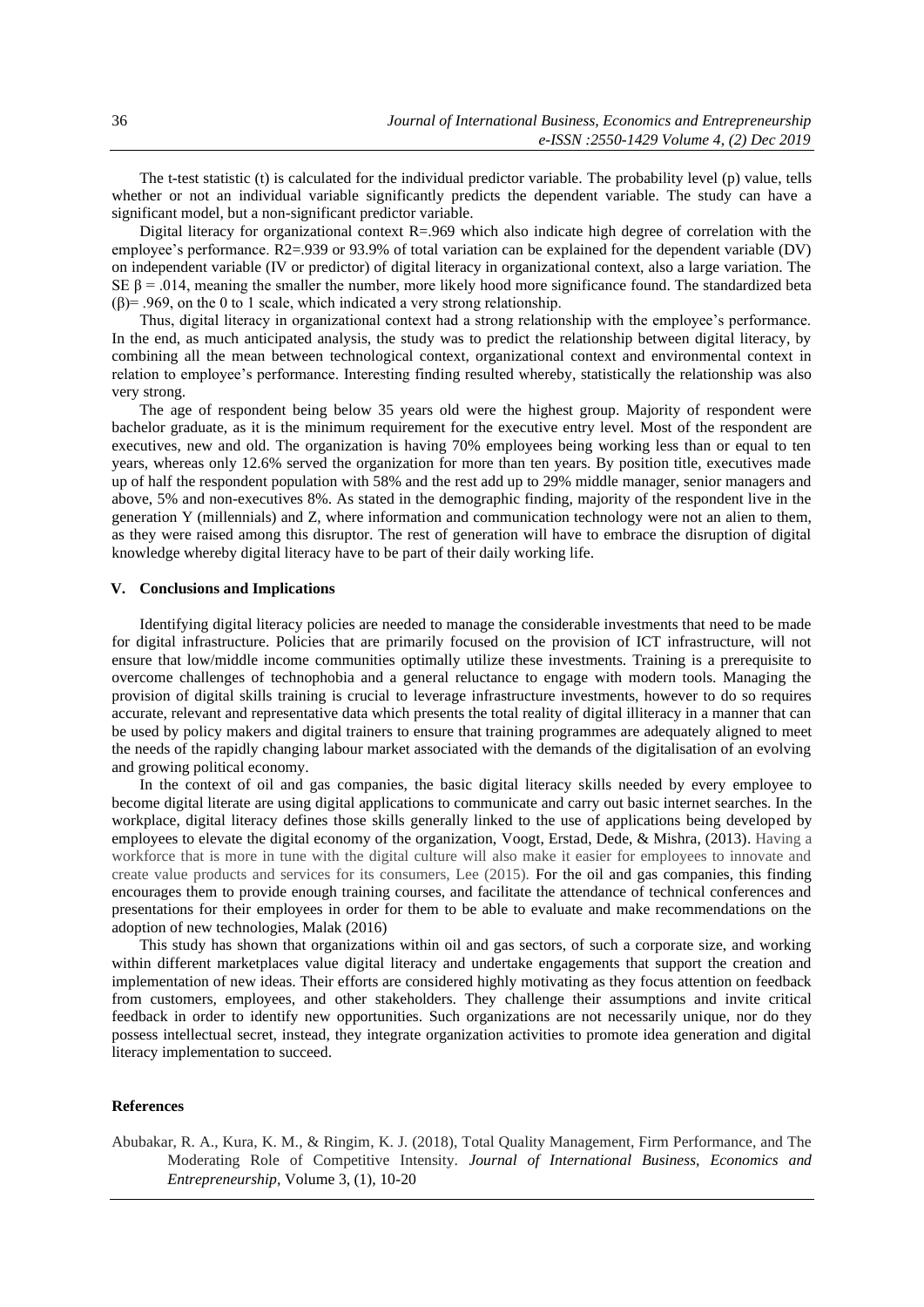The t-test statistic (t) is calculated for the individual predictor variable. The probability level (p) value, tells whether or not an individual variable significantly predicts the dependent variable. The study can have a significant model, but a non-significant predictor variable.

Digital literacy for organizational context R=.969 which also indicate high degree of correlation with the employee's performance. R2=.939 or 93.9% of total variation can be explained for the dependent variable (DV) on independent variable (IV or predictor) of digital literacy in organizational context, also a large variation. The SE $\beta$ = .014, meaning the smaller the number, more likely hood more significance found. The standardized beta ($\beta$)= .969, on the 0 to 1 scale, which indicated a very strong relationship.

Thus, digital literacy in organizational context had a strong relationship with the employee's performance. In the end, as much anticipated analysis, the study was to predict the relationship between digital literacy, by combining all the mean between technological context, organizational context and environmental context in relation to employee's performance. Interesting finding resulted whereby, statistically the relationship was also very strong.

The age of respondent being below 35 years old were the highest group. Majority of respondent were bachelor graduate, as it is the minimum requirement for the executive entry level. Most of the respondent are executives, new and old. The organization is having 70% employees being working less than or equal to ten years, whereas only 12.6% served the organization for more than ten years. By position title, executives made up of half the respondent population with 58% and the rest add up to 29% middle manager, senior managers and above, 5% and non-executives 8%. As stated in the demographic finding, majority of the respondent live in the generation Y (millennials) and Z, where information and communication technology were not an alien to them, as they were raised among this disruptor. The rest of generation will have to embrace the disruption of digital knowledge whereby digital literacy have to be part of their daily working life.

## V. Conclusions and Implications

Identifying digital literacy policies are needed to manage the considerable investments that need to be made for digital infrastructure. Policies that are primarily focused on the provision of ICT infrastructure, will not ensure that low/middle income communities optimally utilize these investments. Training is a prerequisite to overcome challenges of technophobia and a general reluctance to engage with modern tools. Managing the provision of digital skills training is crucial to leverage infrastructure investments, however to do so requires accurate, relevant and representative data which presents the total reality of digital illiteracy in a manner that can be used by policy makers and digital trainers to ensure that training programmes are adequately aligned to meet the needs of the rapidly changing labour market associated with the demands of the digitalisation of an evolving and growing political economy.

In the context of oil and gas companies, the basic digital literacy skills needed by every employee to become digital literate are using digital applications to communicate and carry out basic internet searches. In the workplace, digital literacy defines those skills generally linked to the use of applications being developed by employees to elevate the digital economy of the organization, Voogt, Erstad, Dede, & Mishra, (2013). Having a workforce that is more in tune with the digital culture will also make it easier for employees to innovate and create value products and services for its consumers, Lee (2015). For the oil and gas companies, this finding encourages them to provide enough training courses, and facilitate the attendance of technical conferences and presentations for their employees in order for them to be able to evaluate and make recommendations on the adoption of new technologies, Malak (2016)

This study has shown that organizations within oil and gas sectors, of such a corporate size, and working within different marketplaces value digital literacy and undertake engagements that support the creation and implementation of new ideas. Their efforts are considered highly motivating as they focus attention on feedback from customers, employees, and other stakeholders. They challenge their assumptions and invite critical feedback in order to identify new opportunities. Such organizations are not necessarily unique, nor do they possess intellectual secret, instead, they integrate organization activities to promote idea generation and digital literacy implementation to succeed.

## References

Abubakar, R. A., Kura, K. M., & Ringim, K. J. (2018), Total Quality Management, Firm Performance, and The Moderating Role of Competitive Intensity. *Journal of International Business, Economics and Entrepreneurship*, Volume 3, (1), 10-20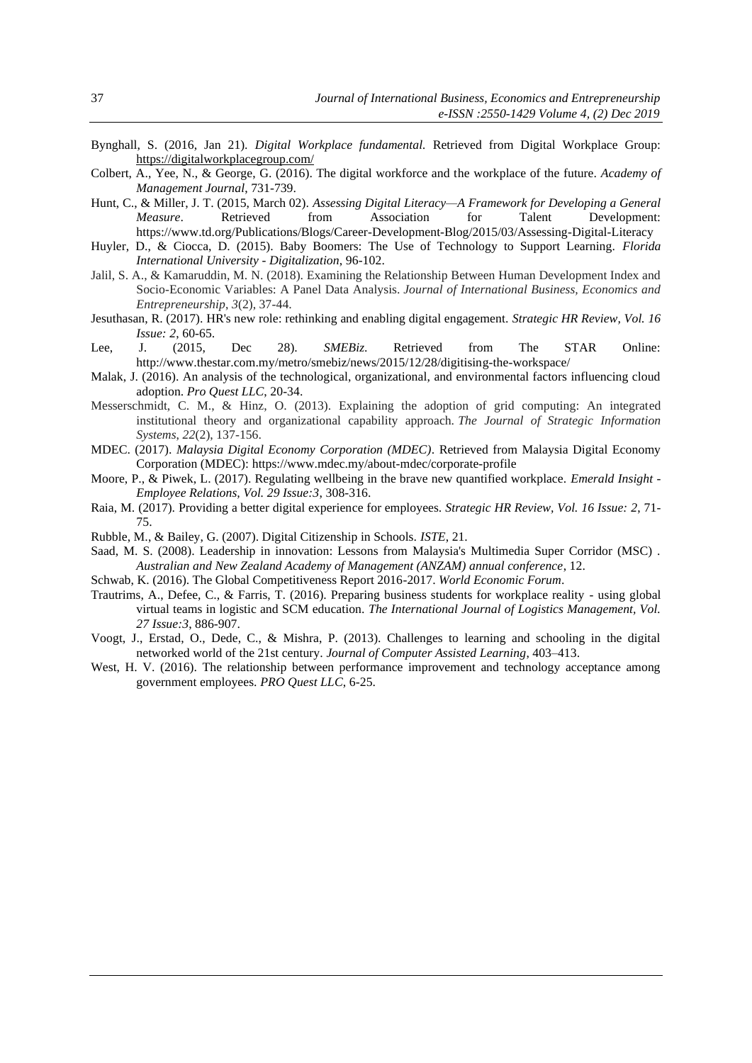Bynghall, S. (2016, Jan 21). *Digital Workplace fundamental.* Retrieved from Digital Workplace Group: https://digitalworkplacegroup.com/

Colbert, A., Yee, N., & George, G. (2016). The digital workforce and the workplace of the future. *Academy of Management Journal*, 731-739.

Hunt, C., & Miller, J. T. (2015, March 02). *Assessing Digital Literacy—A Framework for Developing a General Measure*. Retrieved from Association for Talent Development: https://www.td.org/Publications/Blogs/Career-Development-Blog/2015/03/Assessing-Digital-Literacy

Huyler, D., & Ciocca, D. (2015). Baby Boomers: The Use of Technology to Support Learning. *Florida International University - Digitalization*, 96-102.

Jalil, S. A., & Kamaruddin, M. N. (2018). Examining the Relationship Between Human Development Index and Socio-Economic Variables: A Panel Data Analysis. *Journal of International Business, Economics and Entrepreneurship*, *3*(2), 37-44.

Jesuthasan, R. (2017). HR's new role: rethinking and enabling digital engagement. *Strategic HR Review, Vol. 16 Issue: 2*, 60-65.

Lee, J. (2015, Dec 28). *SMEBiz*. Retrieved from The STAR Online: http://www.thestar.com.my/metro/smebiz/news/2015/12/28/digitising-the-workspace/

Malak, J. (2016). An analysis of the technological, organizational, and environmental factors influencing cloud adoption. *Pro Quest LLC*, 20-34.

Messerschmidt, C. M., & Hinz, O. (2013). Explaining the adoption of grid computing: An integrated institutional theory and organizational capability approach. *The Journal of Strategic Information Systems*, *22*(2), 137-156.

MDEC. (2017). *Malaysia Digital Economy Corporation (MDEC)*. Retrieved from Malaysia Digital Economy Corporation (MDEC): https://www.mdec.my/about-mdec/corporate-profile

Moore, P., & Piwek, L. (2017). Regulating wellbeing in the brave new quantified workplace. *Emerald Insight - Employee Relations, Vol. 29 Issue:3*, 308-316.

Raia, M. (2017). Providing a better digital experience for employees. *Strategic HR Review, Vol. 16 Issue: 2*, 71-75.

Rubble, M., & Bailey, G. (2007). Digital Citizenship in Schools. *ISTE*, 21.

Saad, M. S. (2008). Leadership in innovation: Lessons from Malaysia's Multimedia Super Corridor (MSC) . *Australian and New Zealand Academy of Management (ANZAM) annual conference*, 12.

Schwab, K. (2016). The Global Competitiveness Report 2016-2017. *World Economic Forum*.

Trautrims, A., Defee, C., & Farris, T. (2016). Preparing business students for workplace reality - using global virtual teams in logistic and SCM education. *The International Journal of Logistics Management, Vol. 27 Issue:3*, 886-907.

Voogt, J., Erstad, O., Dede, C., & Mishra, P. (2013). Challenges to learning and schooling in the digital networked world of the 21st century. *Journal of Computer Assisted Learning*, 403–413.

West, H. V. (2016). The relationship between performance improvement and technology acceptance among government employees. *PRO Quest LLC*, 6-25.